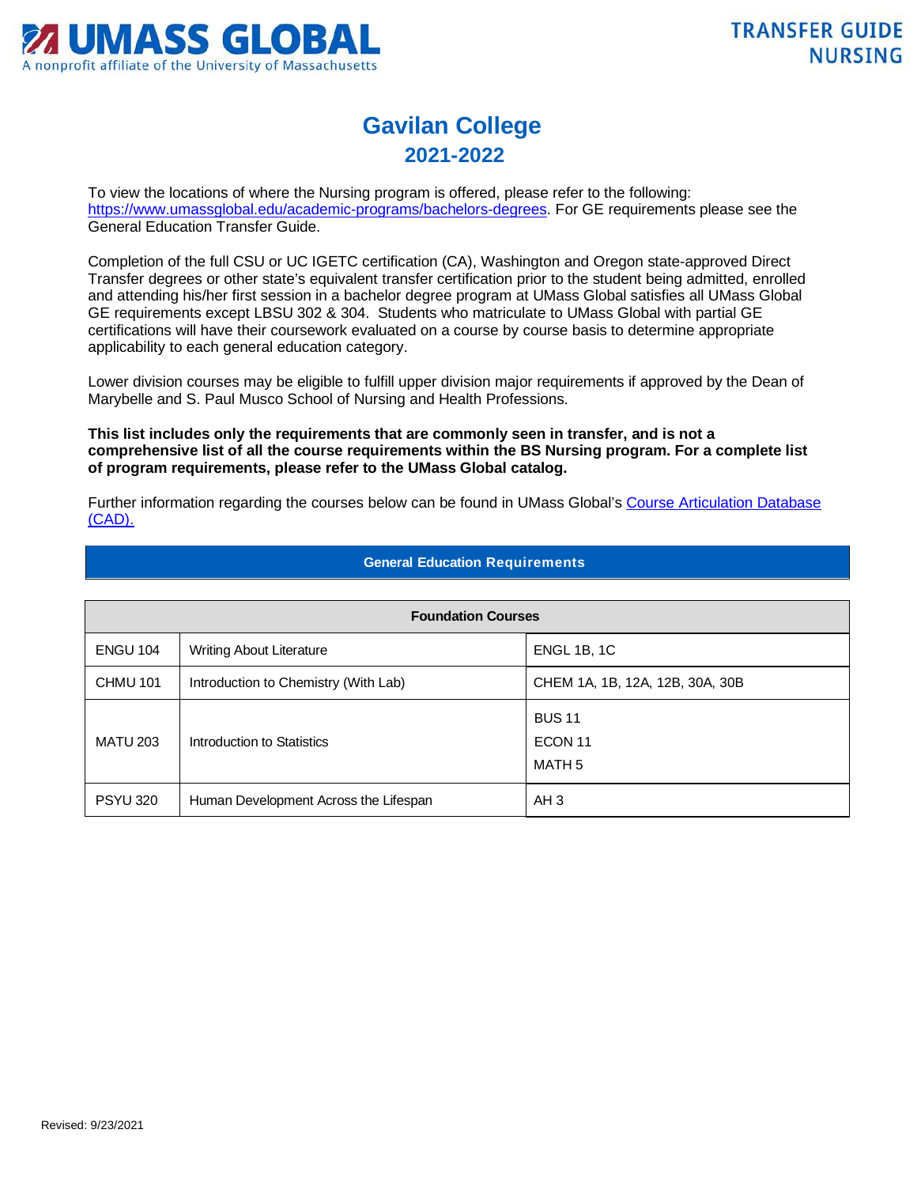UMASS GLOBAL
A nonprofit affiliate of the University of Massachusetts

TRANSFER GUIDE
NURSING

# Gavilan College
## 2021-2022

To view the locations of where the Nursing program is offered, please refer to the following: https://www.umassglobal.edu/academic-programs/bachelors-degrees. For GE requirements please see the General Education Transfer Guide.

Completion of the full CSU or UC IGETC certification (CA), Washington and Oregon state-approved Direct Transfer degrees or other state's equivalent transfer certification prior to the student being admitted, enrolled and attending his/her first session in a bachelor degree program at UMass Global satisfies all UMass Global GE requirements except LBSU 302 & 304. Students who matriculate to UMass Global with partial GE certifications will have their coursework evaluated on a course by course basis to determine appropriate applicability to each general education category.

Lower division courses may be eligible to fulfill upper division major requirements if approved by the Dean of Marybelle and S. Paul Musco School of Nursing and Health Professions.

**This list includes only the requirements that are commonly seen in transfer, and is not a comprehensive list of all the course requirements within the BS Nursing program. For a complete list of program requirements, please refer to the UMass Global catalog.**

Further information regarding the courses below can be found in UMass Global's Course Articulation Database (CAD).

### General Education Requirements

| Foundation Courses | | |
|---|---|---|
| ENGU 104 | Writing About Literature | ENGL 1B, 1C |
| CHMU 101 | Introduction to Chemistry (With Lab) | CHEM 1A, 1B, 12A, 12B, 30A, 30B |
| MATU 203 | Introduction to Statistics | BUS 11<br>ECON 11<br>MATH 5 |
| PSYU 320 | Human Development Across the Lifespan | AH 3 |

Revised: 9/23/2021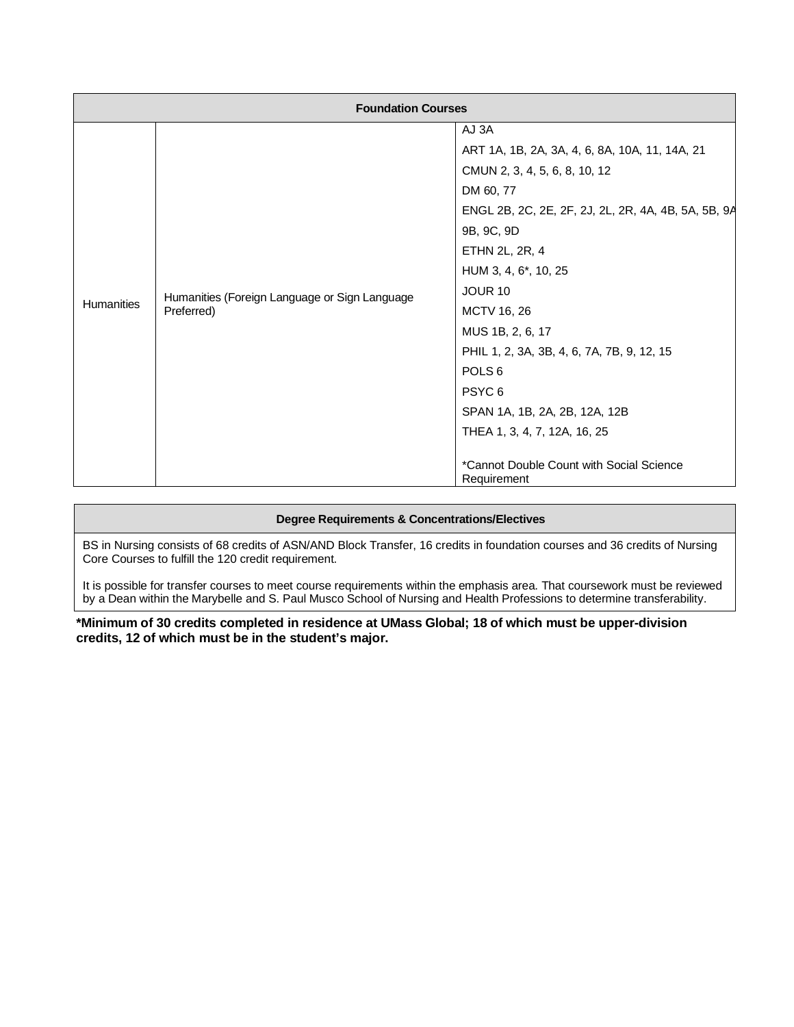| Foundation Courses | | |
|---|---|---|
| Humanities | Humanities (Foreign Language or Sign Language Preferred) | AJ 3A<br>ART 1A, 1B, 2A, 3A, 4, 6, 8A, 10A, 11, 14A, 21<br>CMUN 2, 3, 4, 5, 6, 8, 10, 12<br>DM 60, 77<br>ENGL 2B, 2C, 2E, 2F, 2J, 2L, 2R, 4A, 4B, 5A, 5B, 9A<br>9B, 9C, 9D<br>ETHN 2L, 2R, 4<br>HUM 3, 4, 6*, 10, 25<br>JOUR 10<br>MCTV 16, 26<br>MUS 1B, 2, 6, 17<br>PHIL 1, 2, 3A, 3B, 4, 6, 7A, 7B, 9, 12, 15<br>POLS 6<br>PSYC 6<br>SPAN 1A, 1B, 2A, 2B, 12A, 12B<br>THEA 1, 3, 4, 7, 12A, 16, 25<br><br>*Cannot Double Count with Social Science Requirement |

| Degree Requirements & Concentrations/Electives |
|---|
| BS in Nursing consists of 68 credits of ASN/AND Block Transfer, 16 credits in foundation courses and 36 credits of Nursing Core Courses to fulfill the 120 credit requirement.<br><br>It is possible for transfer courses to meet course requirements within the emphasis area. That coursework must be reviewed by a Dean within the Marybelle and S. Paul Musco School of Nursing and Health Professions to determine transferability. |

**\*Minimum of 30 credits completed in residence at UMass Global; 18 of which must be upper-division credits, 12 of which must be in the student's major.**